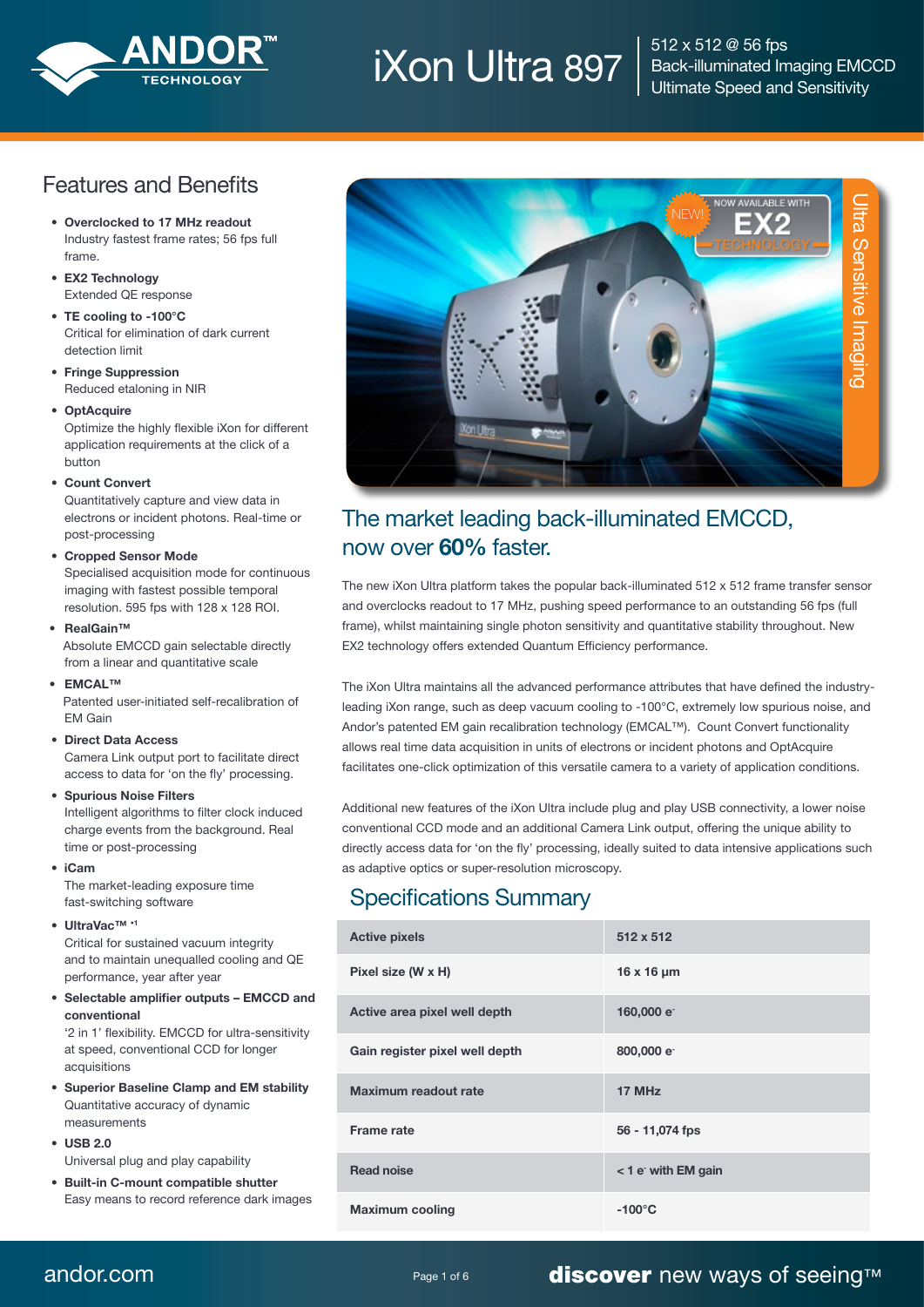# iXon Ultra 897

512 x 512 @ 56 fps
Back-illuminated Imaging EMCCD
Ultimate Speed and Sensitivity

## Features and Benefits

- **Overclocked to 17 MHz readout**
  Industry fastest frame rates; 56 fps full frame.
- **EX2 Technology**
  Extended QE response
- **TE cooling to -100°C**
  Critical for elimination of dark current detection limit
- **Fringe Suppression**
  Reduced etaloning in NIR
- **OptAcquire**
  Optimize the highly flexible iXon for different application requirements at the click of a button
- **Count Convert**
  Quantitatively capture and view data in electrons or incident photons. Real-time or post-processing
- **Cropped Sensor Mode**
  Specialised acquisition mode for continuous imaging with fastest possible temporal resolution. 595 fps with 128 x 128 ROI.
- **RealGain™**
  Absolute EMCCD gain selectable directly from a linear and quantitative scale
- **EMCAL™**
  Patented user-initiated self-recalibration of EM Gain
- **Direct Data Access**
  Camera Link output port to facilitate direct access to data for 'on the fly' processing.
- **Spurious Noise Filters**
  Intelligent algorithms to filter clock induced charge events from the background. Real time or post-processing
- **iCam**
  The market-leading exposure time fast-switching software
- **UltraVac™ [*1]**
  Critical for sustained vacuum integrity and to maintain unequalled cooling and QE performance, year after year
- **Selectable amplifier outputs – EMCCD and conventional**
  '2 in 1' flexibility. EMCCD for ultra-sensitivity at speed, conventional CCD for longer acquisitions
- **Superior Baseline Clamp and EM stability**
  Quantitative accuracy of dynamic measurements
- **USB 2.0**
  Universal plug and play capability
- **Built-in C-mount compatible shutter**
  Easy means to record reference dark images

## The market leading back-illuminated EMCCD, now over **60%** faster.

The new iXon Ultra platform takes the popular back-illuminated 512 x 512 frame transfer sensor and overclocks readout to 17 MHz, pushing speed performance to an outstanding 56 fps (full frame), whilst maintaining single photon sensitivity and quantitative stability throughout. New EX2 technology offers extended Quantum Efficiency performance.

The iXon Ultra maintains all the advanced performance attributes that have defined the industry-leading iXon range, such as deep vacuum cooling to -100°C, extremely low spurious noise, and Andor's patented EM gain recalibration technology (EMCAL™). Count Convert functionality allows real time data acquisition in units of electrons or incident photons and OptAcquire facilitates one-click optimization of this versatile camera to a variety of application conditions.

Additional new features of the iXon Ultra include plug and play USB connectivity, a lower noise conventional CCD mode and an additional Camera Link output, offering the unique ability to directly access data for 'on the fly' processing, ideally suited to data intensive applications such as adaptive optics or super-resolution microscopy.

## Specifications Summary

| | |
|---|---|
| **Active pixels** | **512 x 512** |
| **Pixel size (W x H)** | **16 x 16 μm** |
| **Active area pixel well depth** | **160,000 $e^-$** |
| **Gain register pixel well depth** | **800,000 $e^-$** |
| **Maximum readout rate** | **17 MHz** |
| **Frame rate** | **56 - 11,074 fps** |
| **Read noise** | **< 1 $e^-$ with EM gain** |
| **Maximum cooling** | **-100°C** |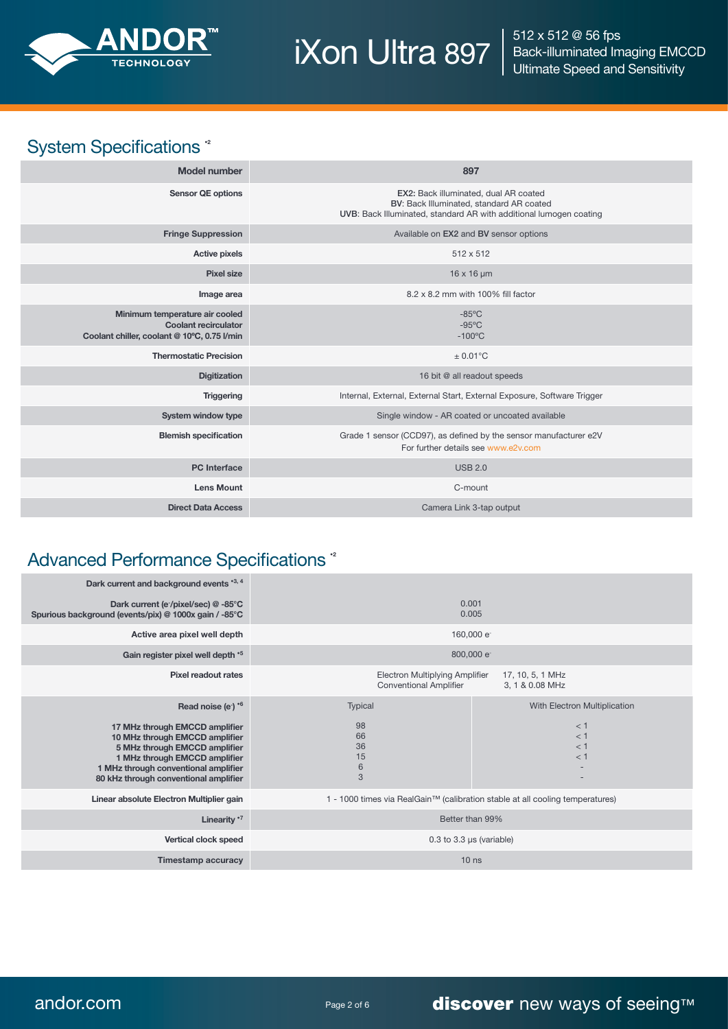## System Specifications [•2]

| Model number | 897 |
|---|---|
| Sensor QE options | **EX2:** Back illuminated, dual AR coated<br>**BV**: Back Illuminated, standard AR coated<br>**UVB**: Back Illuminated, standard AR with additional lumogen coating |
| Fringe Suppression | Available on **EX2** and **BV** sensor options |
| Active pixels | 512 x 512 |
| Pixel size | 16 x 16 μm |
| Image area | 8.2 x 8.2 mm with 100% fill factor |
| Minimum temperature air cooled<br>Coolant recirculator<br>Coolant chiller, coolant @ 10°C, 0.75 l/min | -85°C<br>-95°C<br>-100°C |
| Thermostatic Precision | ± 0.01°C |
| Digitization | 16 bit @ all readout speeds |
| Triggering | Internal, External, External Start, External Exposure, Software Trigger |
| System window type | Single window - AR coated or uncoated available |
| Blemish specification | Grade 1 sensor (CCD97), as defined by the sensor manufacturer e2V<br>For further details see www.e2v.com |
| PC Interface | USB 2.0 |
| Lens Mount | C-mount |
| Direct Data Access | Camera Link 3-tap output |

## Advanced Performance Specifications [•2]

| Dark current and background events [•3, 4] | | |
|---|---|---|
| Dark current ($e^-$/pixel/sec) @ -85°C<br>Spurious background (events/pix) @ 1000x gain / -85°C | 0.001<br>0.005 | |
| Active area pixel well depth | 160,000 $e^-$ | |
| Gain register pixel well depth [•5] | 800,000 $e^-$ | |
| Pixel readout rates | Electron Multiplying Amplifier: 17, 10, 5, 1 MHz<br>Conventional Amplifier: 3, 1 & 0.08 MHz | |
| Read noise ($e^-$) [•6] | Typical | With Electron Multiplication |
| 17 MHz through EMCCD amplifier | 98 | < 1 |
| 10 MHz through EMCCD amplifier | 66 | < 1 |
| 5 MHz through EMCCD amplifier | 36 | < 1 |
| 1 MHz through EMCCD amplifier | 15 | < 1 |
| 1 MHz through conventional amplifier | 6 | - |
| 80 kHz through conventional amplifier | 3 | - |
| Linear absolute Electron Multiplier gain | 1 - 1000 times via RealGain™ (calibration stable at all cooling temperatures) | |
| Linearity [•7] | Better than 99% | |
| Vertical clock speed | 0.3 to 3.3 μs (variable) | |
| Timestamp accuracy | 10 ns | |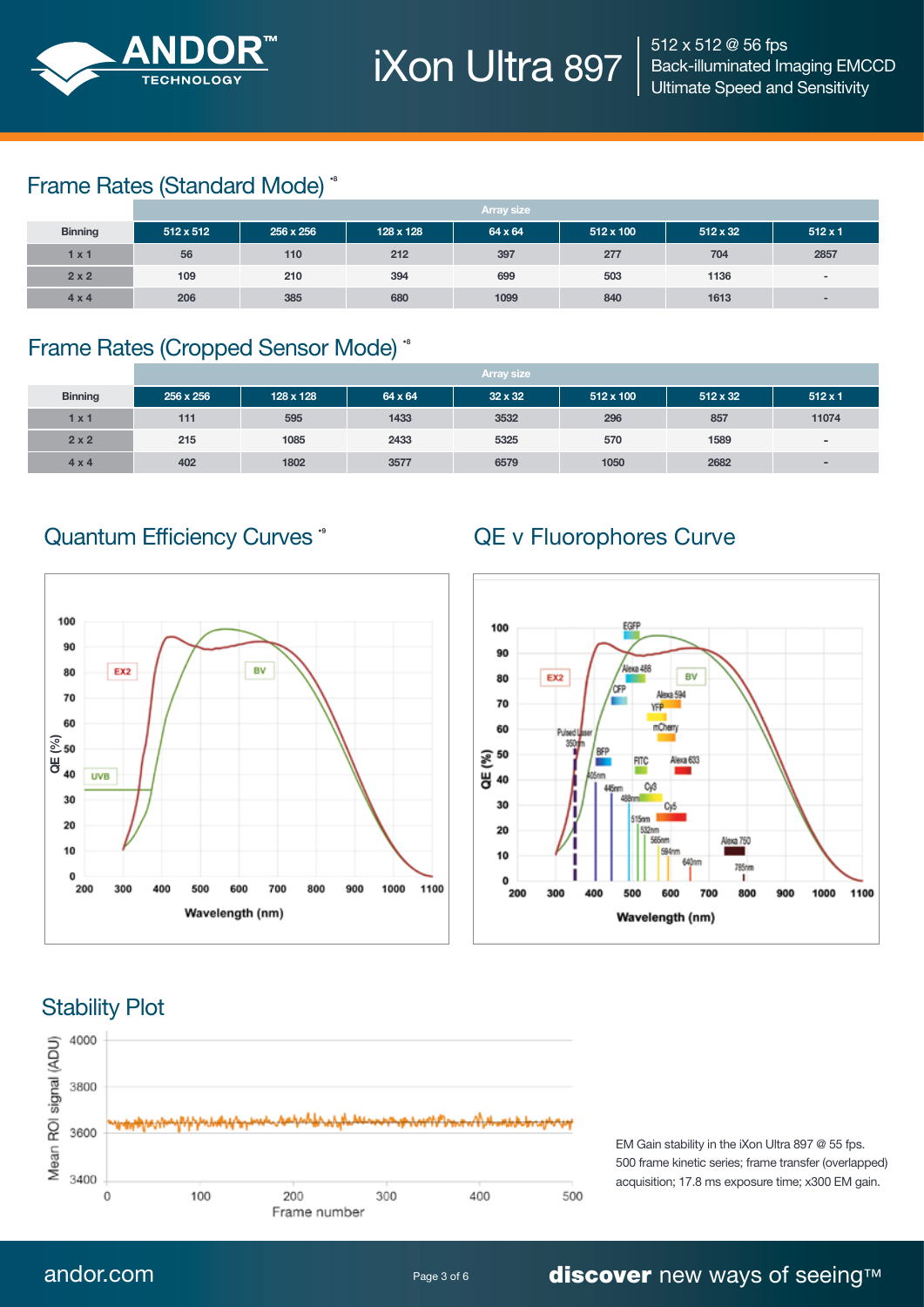## Frame Rates (Standard Mode) [*8]

| Binning | Array size | | | | | | |
|---|---|---|---|---|---|---|---|
| | 512 x 512 | 256 x 256 | 128 x 128 | 64 x 64 | 512 x 100 | 512 x 32 | 512 x 1 |
| 1 x 1 | 56 | 110 | 212 | 397 | 277 | 704 | 2857 |
| 2 x 2 | 109 | 210 | 394 | 699 | 503 | 1136 | - |
| 4 x 4 | 206 | 385 | 680 | 1099 | 840 | 1613 | - |

## Frame Rates (Cropped Sensor Mode) [*8]

| Binning | Array size | | | | | | |
|---|---|---|---|---|---|---|---|
| | 256 x 256 | 128 x 128 | 64 x 64 | 32 x 32 | 512 x 100 | 512 x 32 | 512 x 1 |
| 1 x 1 | 111 | 595 | 1433 | 3532 | 296 | 857 | 11074 |
| 2 x 2 | 215 | 1085 | 2433 | 5325 | 570 | 1589 | - |
| 4 x 4 | 402 | 1802 | 3577 | 6579 | 1050 | 2682 | - |

## Quantum Efficiency Curves [*9]

## QE v Fluorophores Curve

## Stability Plot

EM Gain stability in the iXon Ultra 897 @ 55 fps. 500 frame kinetic series; frame transfer (overlapped) acquisition; 17.8 ms exposure time; x300 EM gain.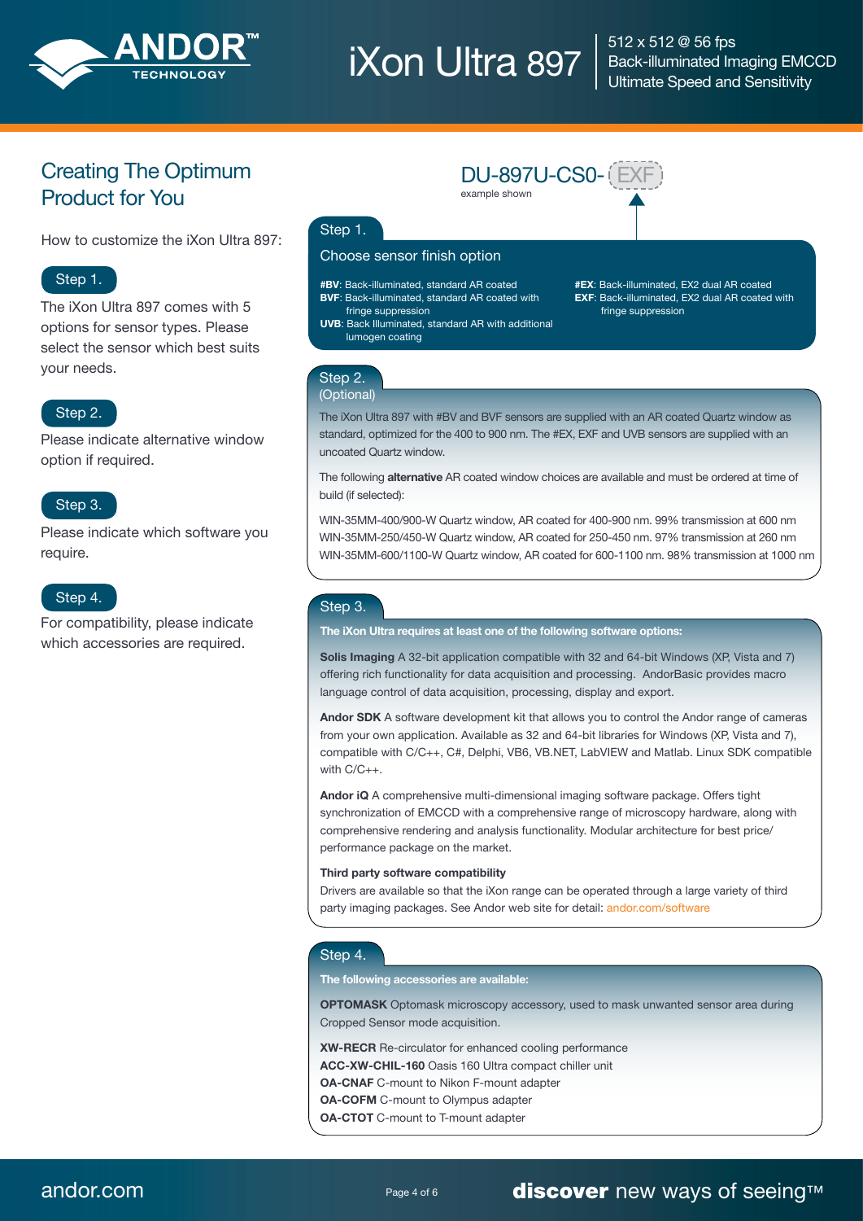# iXon Ultra 897

512 x 512 @ 56 fps
Back-illuminated Imaging EMCCD
Ultimate Speed and Sensitivity

## Creating The Optimum Product for You

How to customize the iXon Ultra 897:

**Step 1.**

The iXon Ultra 897 comes with 5 options for sensor types. Please select the sensor which best suits your needs.

**Step 2.**

Please indicate alternative window option if required.

**Step 3.**

Please indicate which software you require.

**Step 4.**

For compatibility, please indicate which accessories are required.

DU-897U-CS0-EXF

example shown

### Step 1.

Choose sensor finish option

- **#BV**: Back-illuminated, standard AR coated
- **BVF**: Back-illuminated, standard AR coated with fringe suppression
- **UVB**: Back Illuminated, standard AR with additional lumogen coating
- **#EX**: Back-illuminated, EX2 dual AR coated
- **EXF**: Back-illuminated, EX2 dual AR coated with fringe suppression

### Step 2. (Optional)

The iXon Ultra 897 with #BV and BVF sensors are supplied with an AR coated Quartz window as standard, optimized for the 400 to 900 nm. The #EX, EXF and UVB sensors are supplied with an uncoated Quartz window.

The following **alternative** AR coated window choices are available and must be ordered at time of build (if selected):

WIN-35MM-400/900-W Quartz window, AR coated for 400-900 nm. 99% transmission at 600 nm
WIN-35MM-250/450-W Quartz window, AR coated for 250-450 nm. 97% transmission at 260 nm
WIN-35MM-600/1100-W Quartz window, AR coated for 600-1100 nm. 98% transmission at 1000 nm

### Step 3.

**The iXon Ultra requires at least one of the following software options:**

**Solis Imaging** A 32-bit application compatible with 32 and 64-bit Windows (XP, Vista and 7) offering rich functionality for data acquisition and processing. AndorBasic provides macro language control of data acquisition, processing, display and export.

**Andor SDK** A software development kit that allows you to control the Andor range of cameras from your own application. Available as 32 and 64-bit libraries for Windows (XP, Vista and 7), compatible with C/C++, C#, Delphi, VB6, VB.NET, LabVIEW and Matlab. Linux SDK compatible with C/C++.

**Andor iQ** A comprehensive multi-dimensional imaging software package. Offers tight synchronization of EMCCD with a comprehensive range of microscopy hardware, along with comprehensive rendering and analysis functionality. Modular architecture for best price/performance package on the market.

**Third party software compatibility**
Drivers are available so that the iXon range can be operated through a large variety of third party imaging packages. See Andor web site for detail: andor.com/software

### Step 4.

**The following accessories are available:**

**OPTOMASK** Optomask microscopy accessory, used to mask unwanted sensor area during Cropped Sensor mode acquisition.

**XW-RECR** Re-circulator for enhanced cooling performance
**ACC-XW-CHIL-160** Oasis 160 Ultra compact chiller unit
**OA-CNAF** C-mount to Nikon F-mount adapter
**OA-COFM** C-mount to Olympus adapter
**OA-CTOT** C-mount to T-mount adapter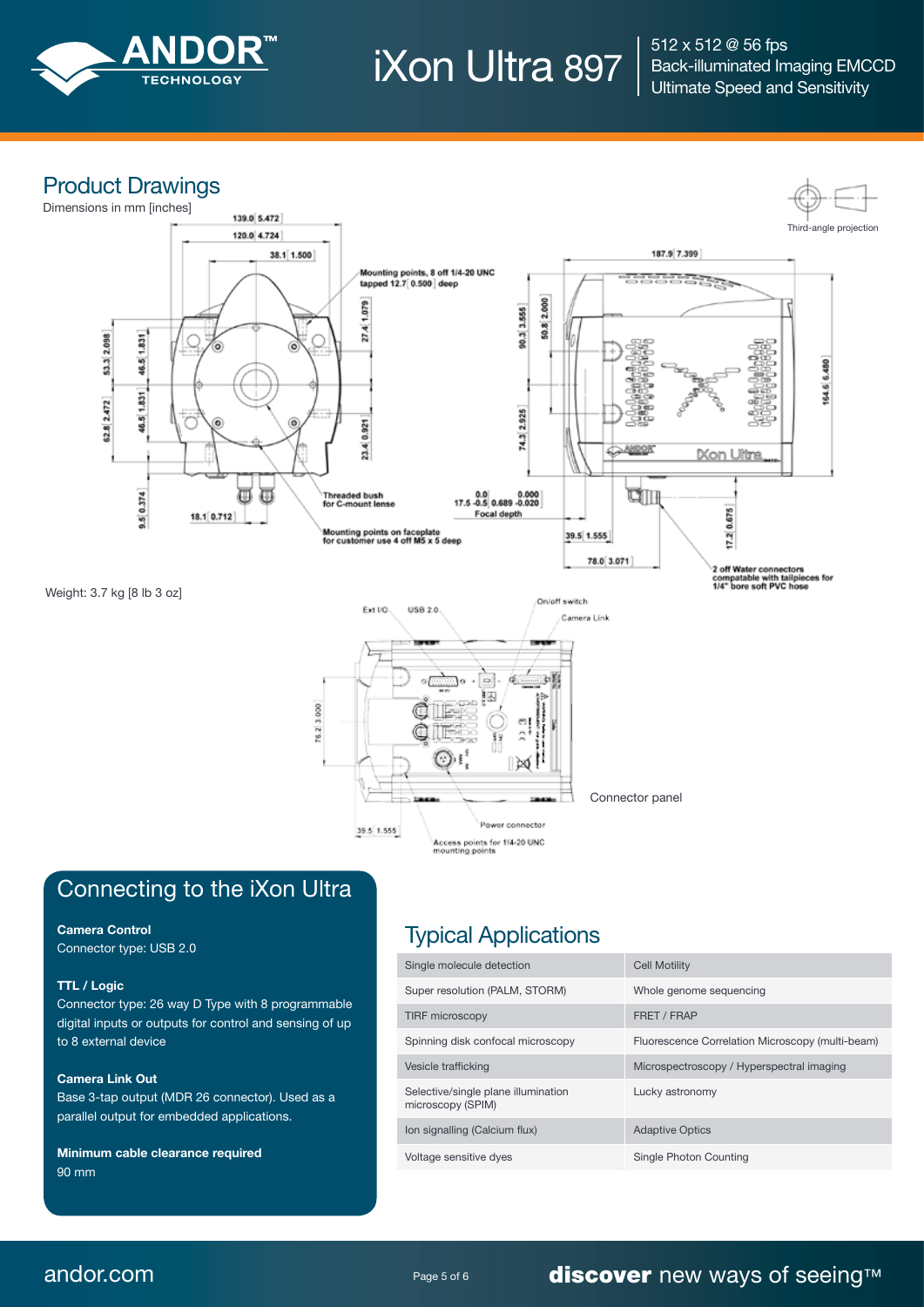# iXon Ultra 897

512 x 512 @ 56 fps
Back-illuminated Imaging EMCCD
Ultimate Speed and Sensitivity

## Product Drawings

Dimensions in mm [inches]

Third-angle projection

139.0 [5.472]
120.0 [4.724]
38.1 [1.500]

Mounting points, 8 off 1/4-20 UNC tapped 12.7 [0.500] deep

53.3 [2.098]
62.8 [2.472]
46.5 [1.831]
46.5 [1.831]
27.4 [1.079]
23.4 [0.921]
9.5 [0.374]
18.1 [0.712]

Threaded bush for C-mount lense

Mounting points on faceplate for customer use 4 off M5 x 5 deep

90.3 [3.555]
50.8 [2.000]
74.3 [2.925]

0.0 / 17.5 -0.5 [0.000 / 0.689 -0.020]
Focal depth

187.9 [7.399]
164.6 [6.480]
39.5 [1.555]
78.0 [3.071]
17.2 [0.675]

2 off Water connectors compatable with tailpieces for 1/4" bore soft PVC hose

Weight: 3.7 kg [8 lb 3 oz]

Ext I/O
USB 2.0
On/off switch
Camera Link
76.2 [3.000]
39.5 [1.555]
Power connector
Access points for 1/4-20 UNC mounting points

Connector panel

## Connecting to the iXon Ultra

**Camera Control**
Connector type: USB 2.0

**TTL / Logic**
Connector type: 26 way D Type with 8 programmable digital inputs or outputs for control and sensing of up to 8 external device

**Camera Link Out**
Base 3-tap output (MDR 26 connector). Used as a parallel output for embedded applications.

**Minimum cable clearance required**
90 mm

## Typical Applications

| | |
|---|---|
| Single molecule detection | Cell Motility |
| Super resolution (PALM, STORM) | Whole genome sequencing |
| TIRF microscopy | FRET / FRAP |
| Spinning disk confocal microscopy | Fluorescence Correlation Microscopy (multi-beam) |
| Vesicle trafficking | Microspectroscopy / Hyperspectral imaging |
| Selective/single plane illumination microscopy (SPIM) | Lucky astronomy |
| Ion signalling (Calcium flux) | Adaptive Optics |
| Voltage sensitive dyes | Single Photon Counting |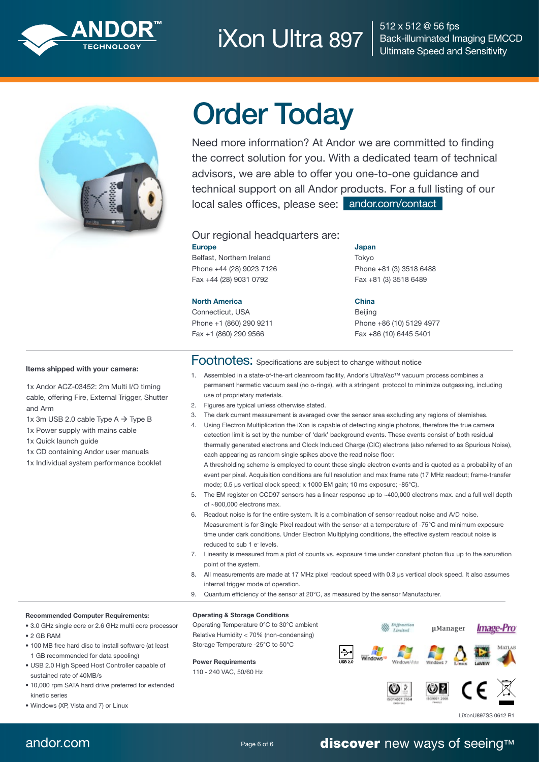# iXon Ultra 897

512 x 512 @ 56 fps
Back-illuminated Imaging EMCCD
Ultimate Speed and Sensitivity

# Order Today

Need more information? At Andor we are committed to finding the correct solution for you. With a dedicated team of technical advisors, we are able to offer you one-to-one guidance and technical support on all Andor products. For a full listing of our local sales offices, please see: andor.com/contact

## Our regional headquarters are:

**Europe**
Belfast, Northern Ireland
Phone +44 (28) 9023 7126
Fax +44 (28) 9031 0792

**North America**
Connecticut, USA
Phone +1 (860) 290 9211
Fax +1 (860) 290 9566

**Japan**
Tokyo
Phone +81 (3) 3518 6488
Fax +81 (3) 3518 6489

**China**
Beijing
Phone +86 (10) 5129 4977
Fax +86 (10) 6445 5401

**Items shipped with your camera:**

1x Andor ACZ-03452: 2m Multi I/O timing cable, offering Fire, External Trigger, Shutter and Arm
1x 3m USB 2.0 cable Type A → Type B
1x Power supply with mains cable
1x Quick launch guide
1x CD containing Andor user manuals
1x Individual system performance booklet

## Footnotes: Specifications are subject to change without notice

1. Assembled in a state-of-the-art cleanroom facility, Andor's UltraVac™ vacuum process combines a permanent hermetic vacuum seal (no o-rings), with a stringent protocol to minimize outgassing, including use of proprietary materials.
2. Figures are typical unless otherwise stated.
3. The dark current measurement is averaged over the sensor area excluding any regions of blemishes.
4. Using Electron Multiplication the iXon is capable of detecting single photons, therefore the true camera detection limit is set by the number of 'dark' background events. These events consist of both residual thermally generated electrons and Clock Induced Charge (CIC) electrons (also referred to as Spurious Noise), each appearing as random single spikes above the read noise floor.
   A thresholding scheme is employed to count these single electron events and is quoted as a probability of an event per pixel. Acquisition conditions are full resolution and max frame rate (17 MHz readout; frame-transfer mode; 0.5 µs vertical clock speed; x 1000 EM gain; 10 ms exposure; -85°C).
5. The EM register on CCD97 sensors has a linear response up to ~400,000 electrons max. and a full well depth of ~800,000 electrons max.
6. Readout noise is for the entire system. It is a combination of sensor readout noise and A/D noise. Measurement is for Single Pixel readout with the sensor at a temperature of -75°C and minimum exposure time under dark conditions. Under Electron Multiplying conditions, the effective system readout noise is reduced to sub 1 $e^-$ levels.
7. Linearity is measured from a plot of counts vs. exposure time under constant photon flux up to the saturation point of the system.
8. All measurements are made at 17 MHz pixel readout speed with 0.3 µs vertical clock speed. It also assumes internal trigger mode of operation.
9. Quantum efficiency of the sensor at 20°C, as measured by the sensor Manufacturer.

**Recommended Computer Requirements:**

- 3.0 GHz single core or 2.6 GHz multi core processor
- 2 GB RAM
- 100 MB free hard disc to install software (at least 1 GB recommended for data spooling)
- USB 2.0 High Speed Host Controller capable of sustained rate of 40MB/s
- 10,000 rpm SATA hard drive preferred for extended kinetic series
- Windows (XP, Vista and 7) or Linux

**Operating & Storage Conditions**
Operating Temperature 0°C to 30°C ambient
Relative Humidity < 70% (non-condensing)
Storage Temperature -25°C to 50°C

**Power Requirements**
110 - 240 VAC, 50/60 Hz

LiXonU897SS 0612 R1

andor.com

**discover** new ways of seeing™